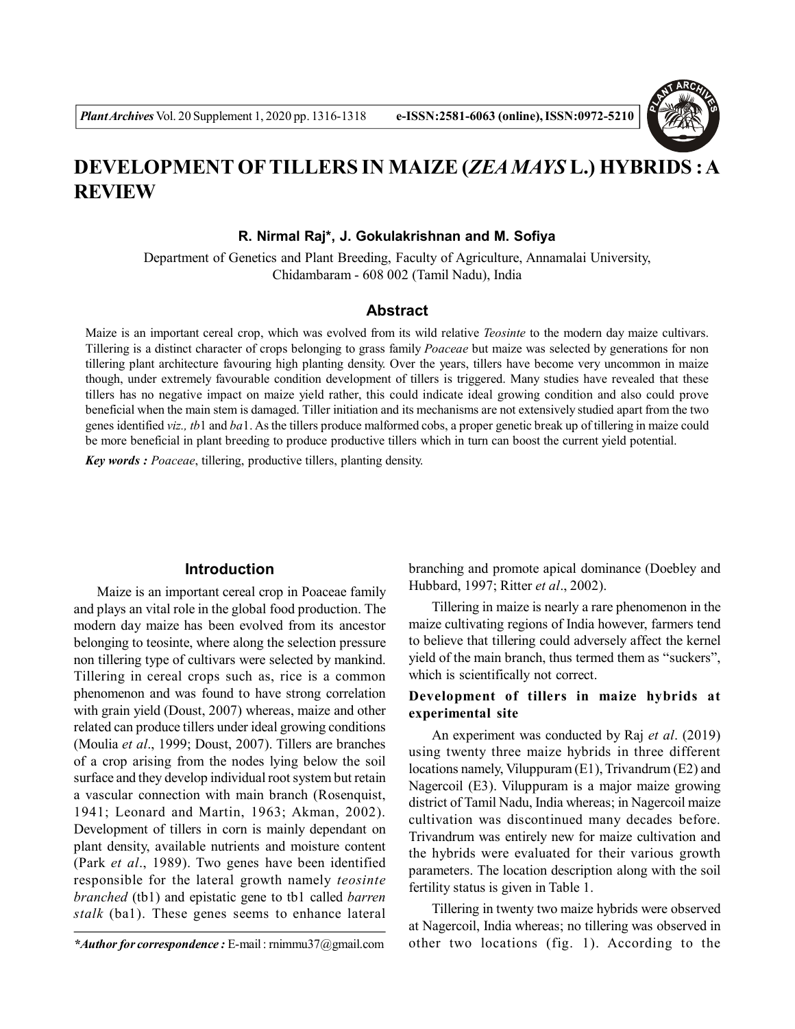# DEVELOPMENT OF TILLERS IN MAIZE (*ZEA MAYS* L.) HYBRIDS : A REVIEW

**R. Nirmal Raj*, J. Gokulakrishnan and M. Sofiya**

Department of Genetics and Plant Breeding, Faculty of Agriculture, Annamalai University, Chidambaram - 608 002 (Tamil Nadu), India

## Abstract

Maize is an important cereal crop, which was evolved from its wild relative *Teosinte* to the modern day maize cultivars. Tillering is a distinct character of crops belonging to grass family *Poaceae* but maize was selected by generations for non tillering plant architecture favouring high planting density. Over the years, tillers have become very uncommon in maize though, under extremely favourable condition development of tillers is triggered. Many studies have revealed that these tillers has no negative impact on maize yield rather, this could indicate ideal growing condition and also could prove beneficial when the main stem is damaged. Tiller initiation and its mechanisms are not extensively studied apart from the two genes identified *viz., tb*1 and *ba*1. As the tillers produce malformed cobs, a proper genetic break up of tillering in maize could be more beneficial in plant breeding to produce productive tillers which in turn can boost the current yield potential.

***Key words :*** *Poaceae*, tillering, productive tillers, planting density.

## Introduction

Maize is an important cereal crop in Poaceae family and plays an vital role in the global food production. The modern day maize has been evolved from its ancestor belonging to teosinte, where along the selection pressure non tillering type of cultivars were selected by mankind. Tillering in cereal crops such as, rice is a common phenomenon and was found to have strong correlation with grain yield (Doust, 2007) whereas, maize and other related can produce tillers under ideal growing conditions (Moulia *et al*., 1999; Doust, 2007). Tillers are branches of a crop arising from the nodes lying below the soil surface and they develop individual root system but retain a vascular connection with main branch (Rosenquist, 1941; Leonard and Martin, 1963; Akman, 2002). Development of tillers in corn is mainly dependant on plant density, available nutrients and moisture content (Park *et al*., 1989). Two genes have been identified responsible for the lateral growth namely *teosinte branched* (tb1) and epistatic gene to tb1 called *barren stalk* (ba1). These genes seems to enhance lateral branching and promote apical dominance (Doebley and Hubbard, 1997; Ritter *et al*., 2002).

Tillering in maize is nearly a rare phenomenon in the maize cultivating regions of India however, farmers tend to believe that tillering could adversely affect the kernel yield of the main branch, thus termed them as "suckers", which is scientifically not correct.

### Development of tillers in maize hybrids at experimental site

An experiment was conducted by Raj *et al*. (2019) using twenty three maize hybrids in three different locations namely, Viluppuram (E1), Trivandrum (E2) and Nagercoil (E3). Viluppuram is a major maize growing district of Tamil Nadu, India whereas; in Nagercoil maize cultivation was discontinued many decades before. Trivandrum was entirely new for maize cultivation and the hybrids were evaluated for their various growth parameters. The location description along with the soil fertility status is given in Table 1.

Tillering in twenty two maize hybrids were observed at Nagercoil, India whereas; no tillering was observed in other two locations (fig. 1). According to the

*Author for correspondence :* E-mail : rnimmu37@gmail.com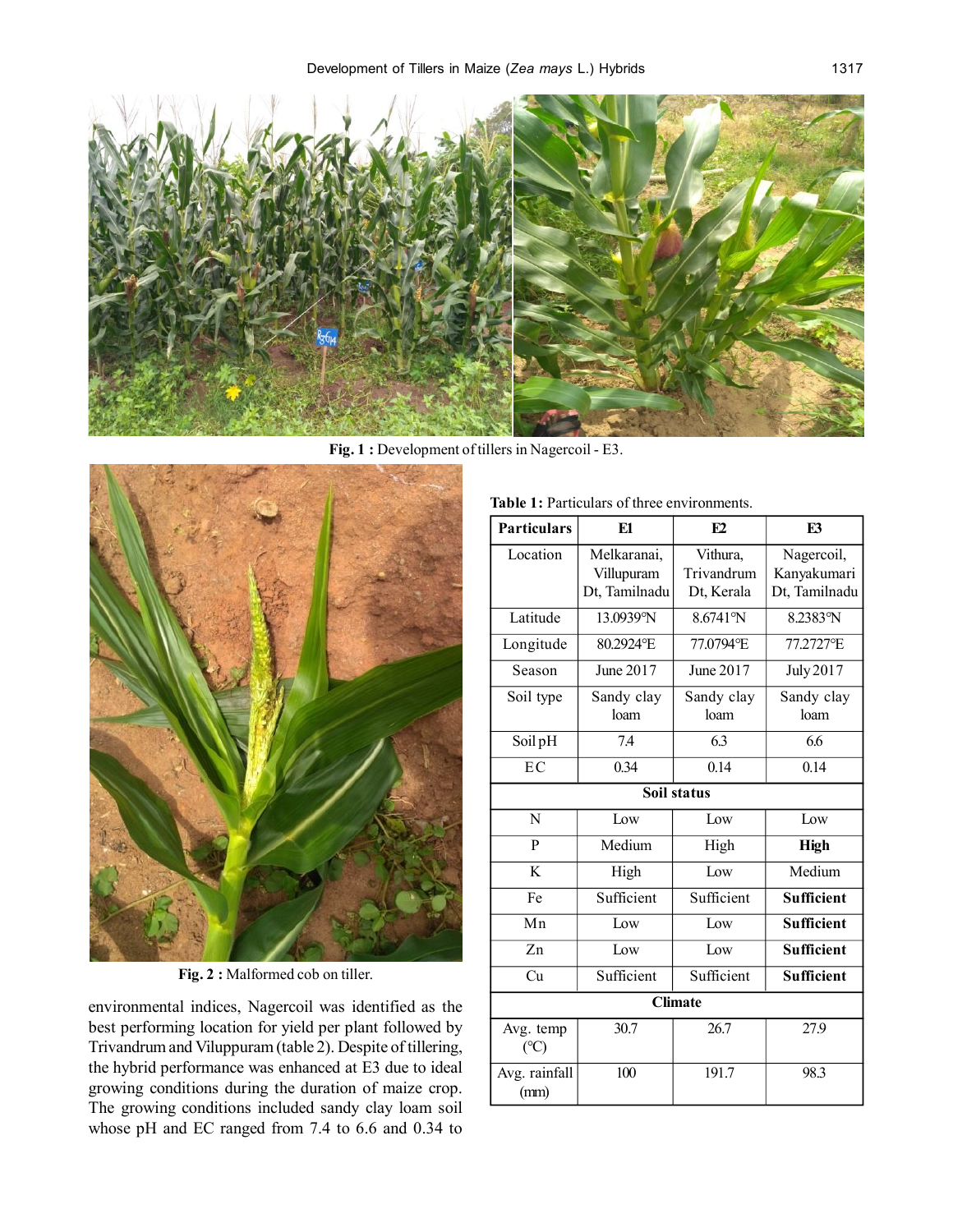Fig. 1 : Development of tillers in Nagercoil - E3.

Fig. 2 : Malformed cob on tiller.

environmental indices, Nagercoil was identified as the best performing location for yield per plant followed by Trivandrum and Viluppuram (table 2). Despite of tillering, the hybrid performance was enhanced at E3 due to ideal growing conditions during the duration of maize crop. The growing conditions included sandy clay loam soil whose pH and EC ranged from 7.4 to 6.6 and 0.34 to

**Table 1:** Particulars of three environments.

| Particulars | E1 | E2 | E3 |
|---|---|---|---|
| Location | Melkaranai, Villupuram Dt, Tamilnadu | Vithura, Trivandrum Dt, Kerala | Nagercoil, Kanyakumari Dt, Tamilnadu |
| Latitude | 13.0939°N | 8.6741°N | 8.2383°N |
| Longitude | 80.2924°E | 77.0794°E | 77.2727°E |
| Season | June 2017 | June 2017 | July 2017 |
| Soil type | Sandy clay loam | Sandy clay loam | Sandy clay loam |
| Soil pH | 7.4 | 6.3 | 6.6 |
| EC | 0.34 | 0.14 | 0.14 |
| **Soil status** | | | |
| N | Low | Low | Low |
| P | Medium | High | **High** |
| K | High | Low | Medium |
| Fe | Sufficient | Sufficient | **Sufficient** |
| Mn | Low | Low | **Sufficient** |
| Zn | Low | Low | **Sufficient** |
| Cu | Sufficient | Sufficient | **Sufficient** |
| **Climate** | | | |
| Avg. temp (°C) | 30.7 | 26.7 | 27.9 |
| Avg. rainfall (mm) | 100 | 191.7 | 98.3 |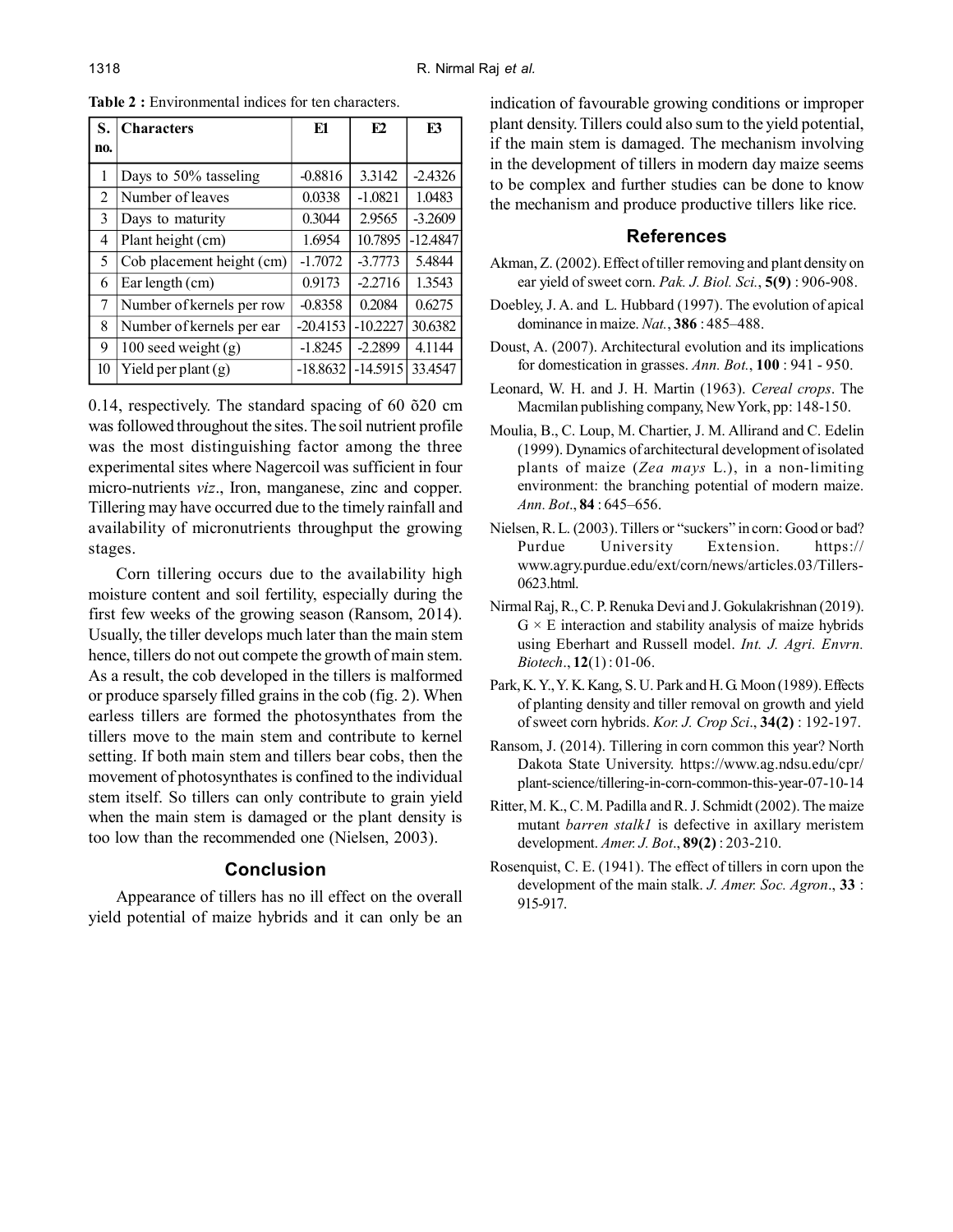**Table 2 :** Environmental indices for ten characters.

| S. no. | Characters | E1 | E2 | E3 |
|---|---|---|---|---|
| 1 | Days to 50% tasseling | -0.8816 | 3.3142 | -2.4326 |
| 2 | Number of leaves | 0.0338 | -1.0821 | 1.0483 |
| 3 | Days to maturity | 0.3044 | 2.9565 | -3.2609 |
| 4 | Plant height (cm) | 1.6954 | 10.7895 | -12.4847 |
| 5 | Cob placement height (cm) | -1.7072 | -3.7773 | 5.4844 |
| 6 | Ear length (cm) | 0.9173 | -2.2716 | 1.3543 |
| 7 | Number of kernels per row | -0.8358 | 0.2084 | 0.6275 |
| 8 | Number of kernels per ear | -20.4153 | -10.2227 | 30.6382 |
| 9 | 100 seed weight (g) | -1.8245 | -2.2899 | 4.1144 |
| 10 | Yield per plant (g) | -18.8632 | -14.5915 | 33.4547 |

0.14, respectively. The standard spacing of 60 õ20 cm was followed throughout the sites. The soil nutrient profile was the most distinguishing factor among the three experimental sites where Nagercoil was sufficient in four micro-nutrients *viz*., Iron, manganese, zinc and copper. Tillering may have occurred due to the timely rainfall and availability of micronutrients throughput the growing stages.

Corn tillering occurs due to the availability high moisture content and soil fertility, especially during the first few weeks of the growing season (Ransom, 2014). Usually, the tiller develops much later than the main stem hence, tillers do not out compete the growth of main stem. As a result, the cob developed in the tillers is malformed or produce sparsely filled grains in the cob (fig. 2). When earless tillers are formed the photosynthates from the tillers move to the main stem and contribute to kernel setting. If both main stem and tillers bear cobs, then the movement of photosynthates is confined to the individual stem itself. So tillers can only contribute to grain yield when the main stem is damaged or the plant density is too low than the recommended one (Nielsen, 2003).

## Conclusion

Appearance of tillers has no ill effect on the overall yield potential of maize hybrids and it can only be an indication of favourable growing conditions or improper plant density. Tillers could also sum to the yield potential, if the main stem is damaged. The mechanism involving in the development of tillers in modern day maize seems to be complex and further studies can be done to know the mechanism and produce productive tillers like rice.

## References

Akman, Z. (2002). Effect of tiller removing and plant density on ear yield of sweet corn. *Pak. J. Biol. Sci.*, **5(9)** : 906-908.

Doebley, J. A. and L. Hubbard (1997). The evolution of apical dominance in maize. *Nat.*, **386** : 485–488.

Doust, A. (2007). Architectural evolution and its implications for domestication in grasses. *Ann. Bot.*, **100** : 941 - 950.

Leonard, W. H. and J. H. Martin (1963). *Cereal crops*. The Macmilan publishing company, New York, pp: 148-150.

Moulia, B., C. Loup, M. Chartier, J. M. Allirand and C. Edelin (1999). Dynamics of architectural development of isolated plants of maize (*Zea mays* L.), in a non-limiting environment: the branching potential of modern maize. *Ann. Bot*., **84** : 645–656.

Nielsen, R. L. (2003). Tillers or "suckers" in corn: Good or bad? Purdue University Extension. https://www.agry.purdue.edu/ext/corn/news/articles.03/Tillers-0623.html.

Nirmal Raj, R., C. P. Renuka Devi and J. Gokulakrishnan (2019). G × E interaction and stability analysis of maize hybrids using Eberhart and Russell model. *Int. J. Agri. Envrn. Biotech*., **12**(1) : 01-06.

Park, K. Y., Y. K. Kang, S. U. Park and H. G. Moon (1989). Effects of planting density and tiller removal on growth and yield of sweet corn hybrids. *Kor. J. Crop Sci*., **34(2)** : 192-197.

Ransom, J. (2014). Tillering in corn common this year? North Dakota State University. https://www.ag.ndsu.edu/cpr/plant-science/tillering-in-corn-common-this-year-07-10-14

Ritter, M. K., C. M. Padilla and R. J. Schmidt (2002). The maize mutant *barren stalk1* is defective in axillary meristem development. *Amer. J. Bot*., **89(2)** : 203-210.

Rosenquist, C. E. (1941). The effect of tillers in corn upon the development of the main stalk. *J. Amer. Soc. Agron*., **33** : 915-917.